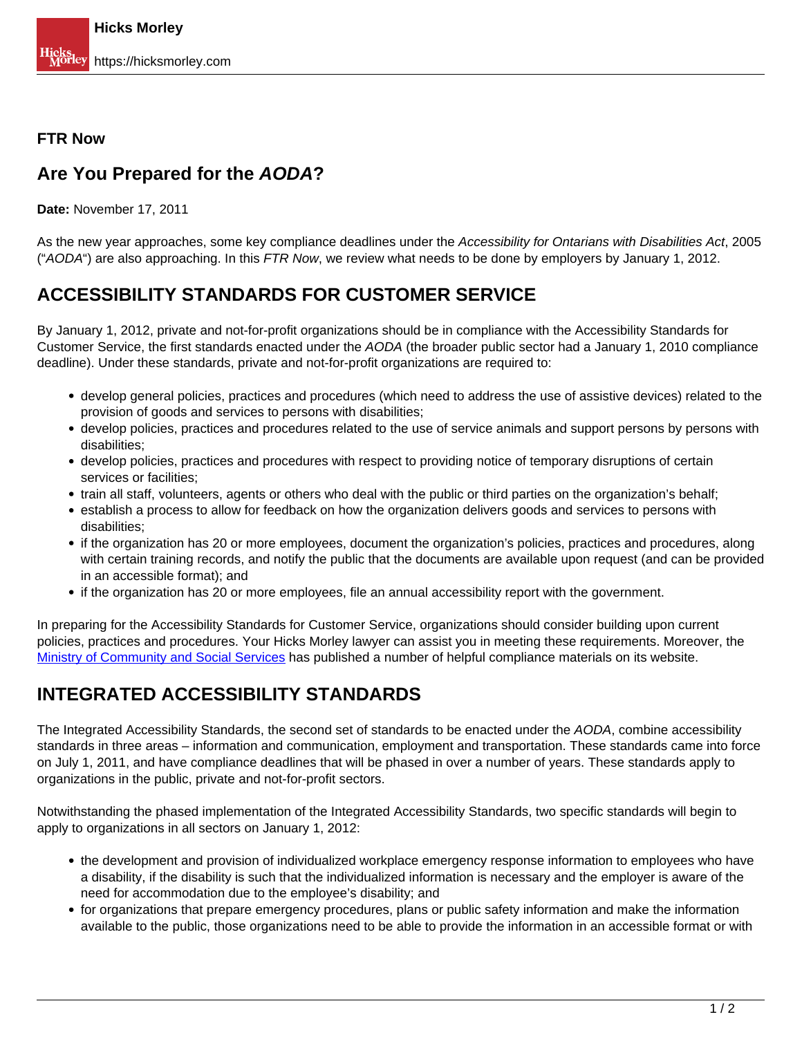**FTR Now**

## Are You Prepared for the *AODA*?

**Date:** November 17, 2011

As the new year approaches, some key compliance deadlines under the *Accessibility for Ontarians with Disabilities Act*, 2005 ("*AODA*") are also approaching. In this *FTR Now*, we review what needs to be done by employers by January 1, 2012.

## ACCESSIBILITY STANDARDS FOR CUSTOMER SERVICE

By January 1, 2012, private and not-for-profit organizations should be in compliance with the Accessibility Standards for Customer Service, the first standards enacted under the *AODA* (the broader public sector had a January 1, 2010 compliance deadline). Under these standards, private and not-for-profit organizations are required to:

- develop general policies, practices and procedures (which need to address the use of assistive devices) related to the provision of goods and services to persons with disabilities;
- develop policies, practices and procedures related to the use of service animals and support persons by persons with disabilities;
- develop policies, practices and procedures with respect to providing notice of temporary disruptions of certain services or facilities;
- train all staff, volunteers, agents or others who deal with the public or third parties on the organization's behalf;
- establish a process to allow for feedback on how the organization delivers goods and services to persons with disabilities;
- if the organization has 20 or more employees, document the organization's policies, practices and procedures, along with certain training records, and notify the public that the documents are available upon request (and can be provided in an accessible format); and
- if the organization has 20 or more employees, file an annual accessibility report with the government.

In preparing for the Accessibility Standards for Customer Service, organizations should consider building upon current policies, practices and procedures. Your Hicks Morley lawyer can assist you in meeting these requirements. Moreover, the Ministry of Community and Social Services has published a number of helpful compliance materials on its website.

## INTEGRATED ACCESSIBILITY STANDARDS

The Integrated Accessibility Standards, the second set of standards to be enacted under the *AODA*, combine accessibility standards in three areas – information and communication, employment and transportation. These standards came into force on July 1, 2011, and have compliance deadlines that will be phased in over a number of years. These standards apply to organizations in the public, private and not-for-profit sectors.

Notwithstanding the phased implementation of the Integrated Accessibility Standards, two specific standards will begin to apply to organizations in all sectors on January 1, 2012:

- the development and provision of individualized workplace emergency response information to employees who have a disability, if the disability is such that the individualized information is necessary and the employer is aware of the need for accommodation due to the employee's disability; and
- for organizations that prepare emergency procedures, plans or public safety information and make the information available to the public, those organizations need to be able to provide the information in an accessible format or with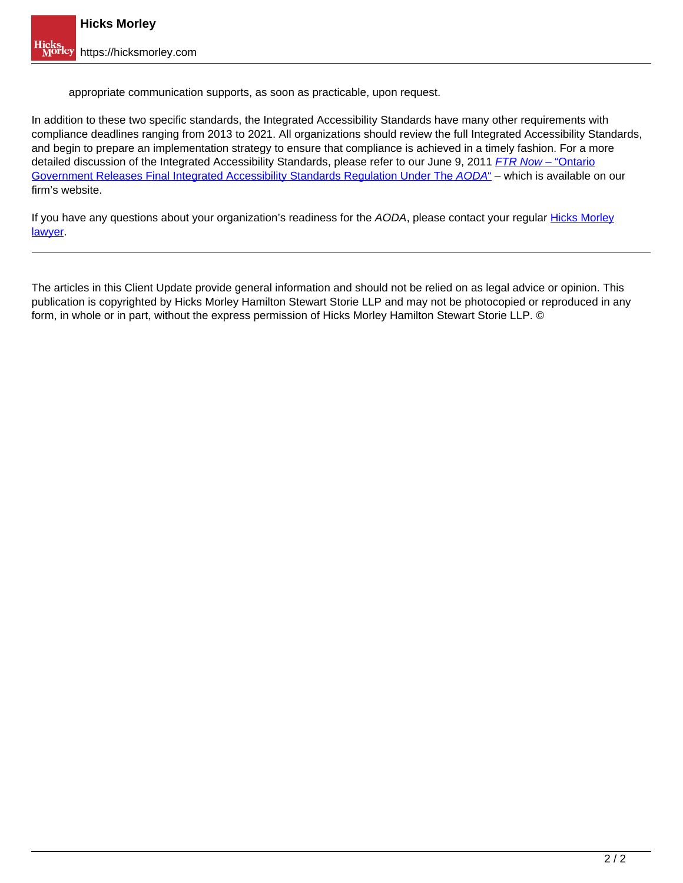appropriate communication supports, as soon as practicable, upon request.

In addition to these two specific standards, the Integrated Accessibility Standards have many other requirements with compliance deadlines ranging from 2013 to 2021. All organizations should review the full Integrated Accessibility Standards, and begin to prepare an implementation strategy to ensure that compliance is achieved in a timely fashion. For a more detailed discussion of the Integrated Accessibility Standards, please refer to our June 9, 2011 *FTR Now* – "Ontario Government Releases Final Integrated Accessibility Standards Regulation Under The *AODA*" – which is available on our firm's website.

If you have any questions about your organization's readiness for the *AODA*, please contact your regular Hicks Morley lawyer.

---

The articles in this Client Update provide general information and should not be relied on as legal advice or opinion. This publication is copyrighted by Hicks Morley Hamilton Stewart Storie LLP and may not be photocopied or reproduced in any form, in whole or in part, without the express permission of Hicks Morley Hamilton Stewart Storie LLP. ©